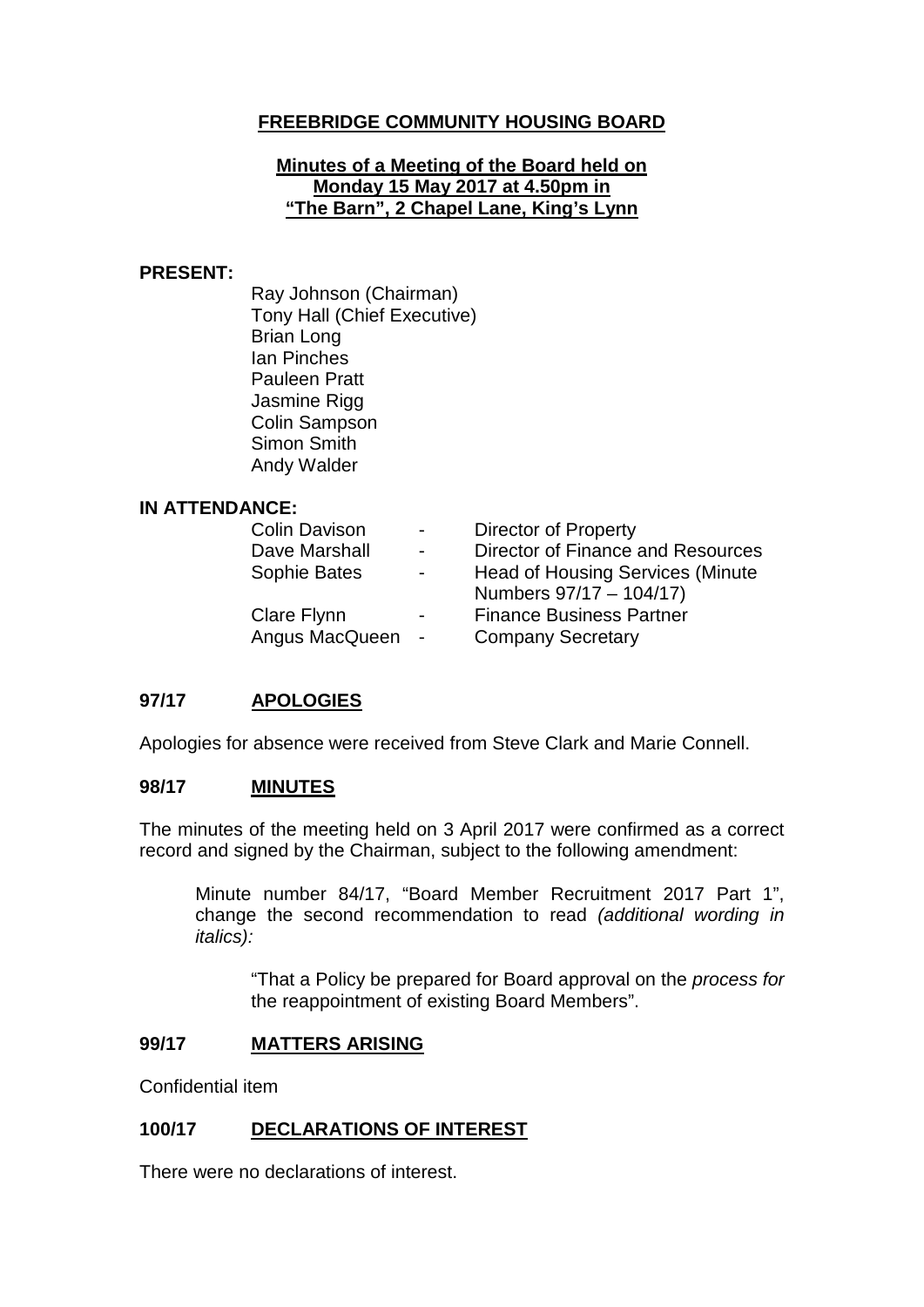# FREEBRIDGE COMMUNITY HOUSING BOARD

## Minutes of a Meeting of the Board held on Monday 15 May 2017 at 4.50pm in "The Barn", 2 Chapel Lane, King's Lynn

**PRESENT:**

Ray Johnson (Chairman)
Tony Hall (Chief Executive)
Brian Long
Ian Pinches
Pauleen Pratt
Jasmine Rigg
Colin Sampson
Simon Smith
Andy Walder

**IN ATTENDANCE:**

| | | |
|---|---|---|
| Colin Davison | - | Director of Property |
| Dave Marshall | - | Director of Finance and Resources |
| Sophie Bates | - | Head of Housing Services (Minute Numbers 97/17 – 104/17) |
| Clare Flynn | - | Finance Business Partner |
| Angus MacQueen | - | Company Secretary |

### 97/17 APOLOGIES

Apologies for absence were received from Steve Clark and Marie Connell.

### 98/17 MINUTES

The minutes of the meeting held on 3 April 2017 were confirmed as a correct record and signed by the Chairman, subject to the following amendment:

> Minute number 84/17, "Board Member Recruitment 2017 Part 1", change the second recommendation to read *(additional wording in italics):*
>
> > "That a Policy be prepared for Board approval on the *process for* the reappointment of existing Board Members".

### 99/17 MATTERS ARISING

Confidential item

### 100/17 DECLARATIONS OF INTEREST

There were no declarations of interest.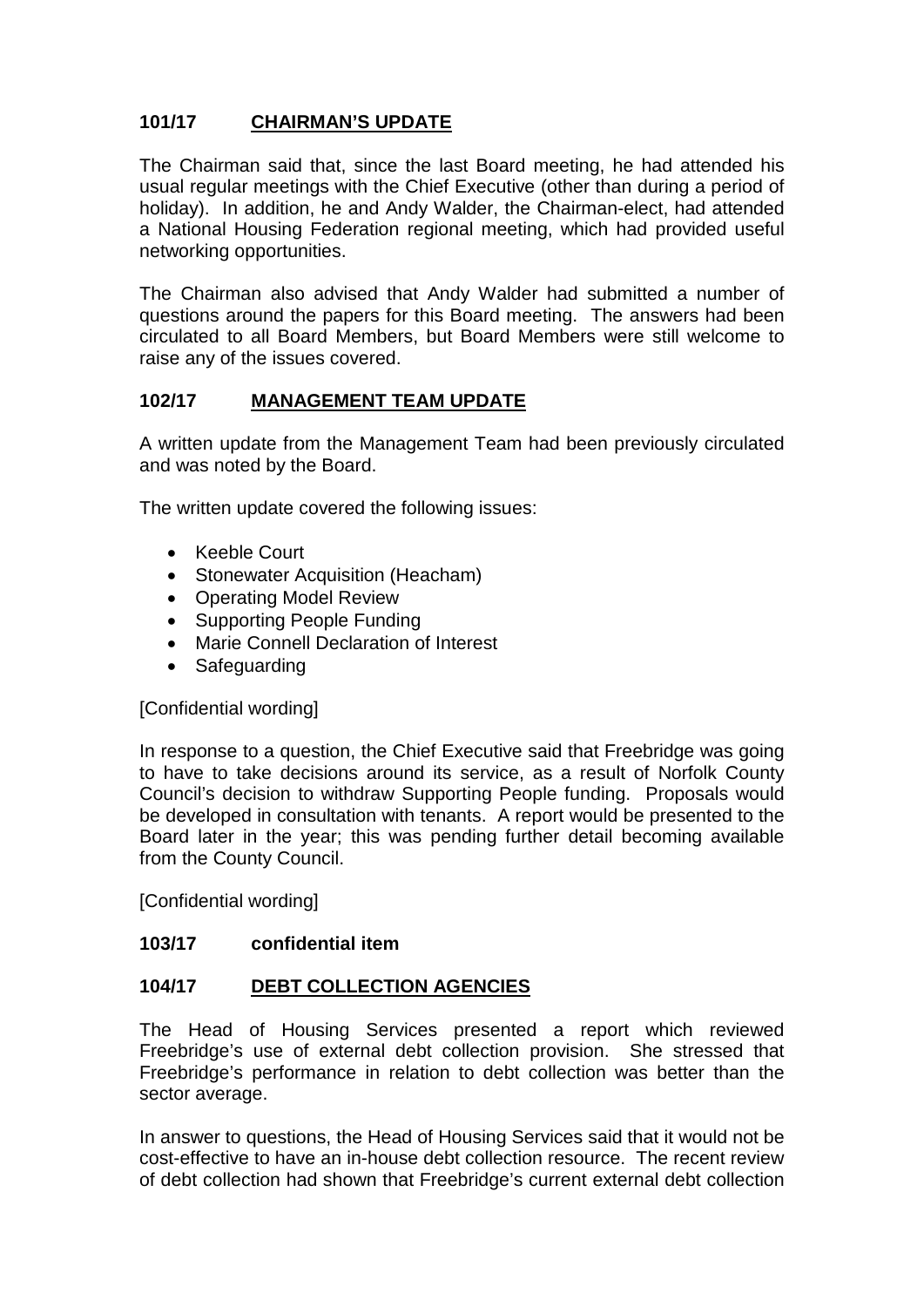## 101/17 CHAIRMAN'S UPDATE

The Chairman said that, since the last Board meeting, he had attended his usual regular meetings with the Chief Executive (other than during a period of holiday). In addition, he and Andy Walder, the Chairman-elect, had attended a National Housing Federation regional meeting, which had provided useful networking opportunities.

The Chairman also advised that Andy Walder had submitted a number of questions around the papers for this Board meeting. The answers had been circulated to all Board Members, but Board Members were still welcome to raise any of the issues covered.

## 102/17 MANAGEMENT TEAM UPDATE

A written update from the Management Team had been previously circulated and was noted by the Board.

The written update covered the following issues:

- Keeble Court
- Stonewater Acquisition (Heacham)
- Operating Model Review
- Supporting People Funding
- Marie Connell Declaration of Interest
- Safeguarding

[Confidential wording]

In response to a question, the Chief Executive said that Freebridge was going to have to take decisions around its service, as a result of Norfolk County Council's decision to withdraw Supporting People funding. Proposals would be developed in consultation with tenants. A report would be presented to the Board later in the year; this was pending further detail becoming available from the County Council.

[Confidential wording]

## 103/17 confidential item

## 104/17 DEBT COLLECTION AGENCIES

The Head of Housing Services presented a report which reviewed Freebridge's use of external debt collection provision. She stressed that Freebridge's performance in relation to debt collection was better than the sector average.

In answer to questions, the Head of Housing Services said that it would not be cost-effective to have an in-house debt collection resource. The recent review of debt collection had shown that Freebridge's current external debt collection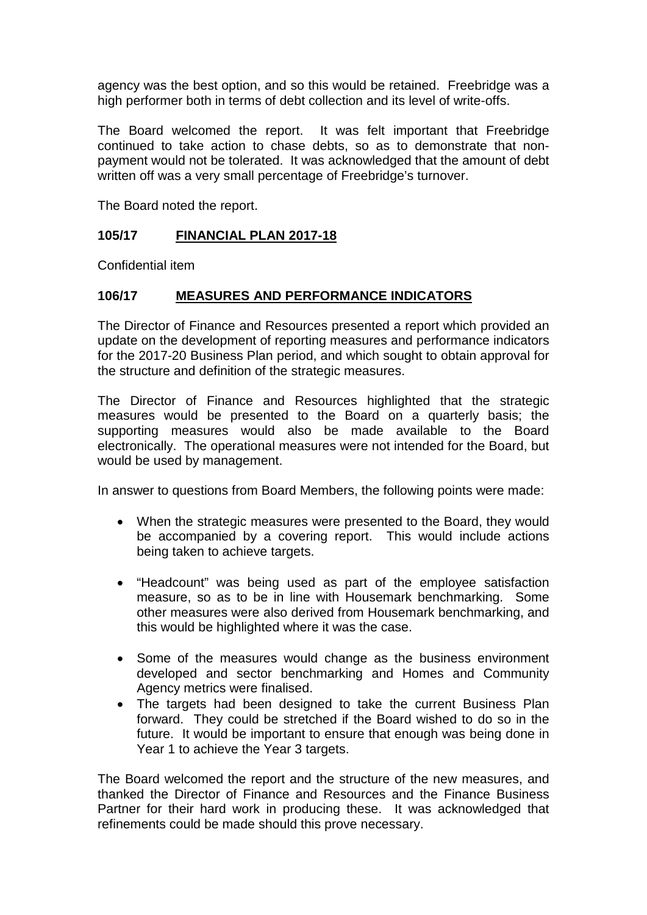agency was the best option, and so this would be retained. Freebridge was a high performer both in terms of debt collection and its level of write-offs.

The Board welcomed the report. It was felt important that Freebridge continued to take action to chase debts, so as to demonstrate that non-payment would not be tolerated. It was acknowledged that the amount of debt written off was a very small percentage of Freebridge's turnover.

The Board noted the report.

## 105/17 FINANCIAL PLAN 2017-18

Confidential item

## 106/17 MEASURES AND PERFORMANCE INDICATORS

The Director of Finance and Resources presented a report which provided an update on the development of reporting measures and performance indicators for the 2017-20 Business Plan period, and which sought to obtain approval for the structure and definition of the strategic measures.

The Director of Finance and Resources highlighted that the strategic measures would be presented to the Board on a quarterly basis; the supporting measures would also be made available to the Board electronically. The operational measures were not intended for the Board, but would be used by management.

In answer to questions from Board Members, the following points were made:

- When the strategic measures were presented to the Board, they would be accompanied by a covering report. This would include actions being taken to achieve targets.
- "Headcount" was being used as part of the employee satisfaction measure, so as to be in line with Housemark benchmarking. Some other measures were also derived from Housemark benchmarking, and this would be highlighted where it was the case.
- Some of the measures would change as the business environment developed and sector benchmarking and Homes and Community Agency metrics were finalised.
- The targets had been designed to take the current Business Plan forward. They could be stretched if the Board wished to do so in the future. It would be important to ensure that enough was being done in Year 1 to achieve the Year 3 targets.

The Board welcomed the report and the structure of the new measures, and thanked the Director of Finance and Resources and the Finance Business Partner for their hard work in producing these. It was acknowledged that refinements could be made should this prove necessary.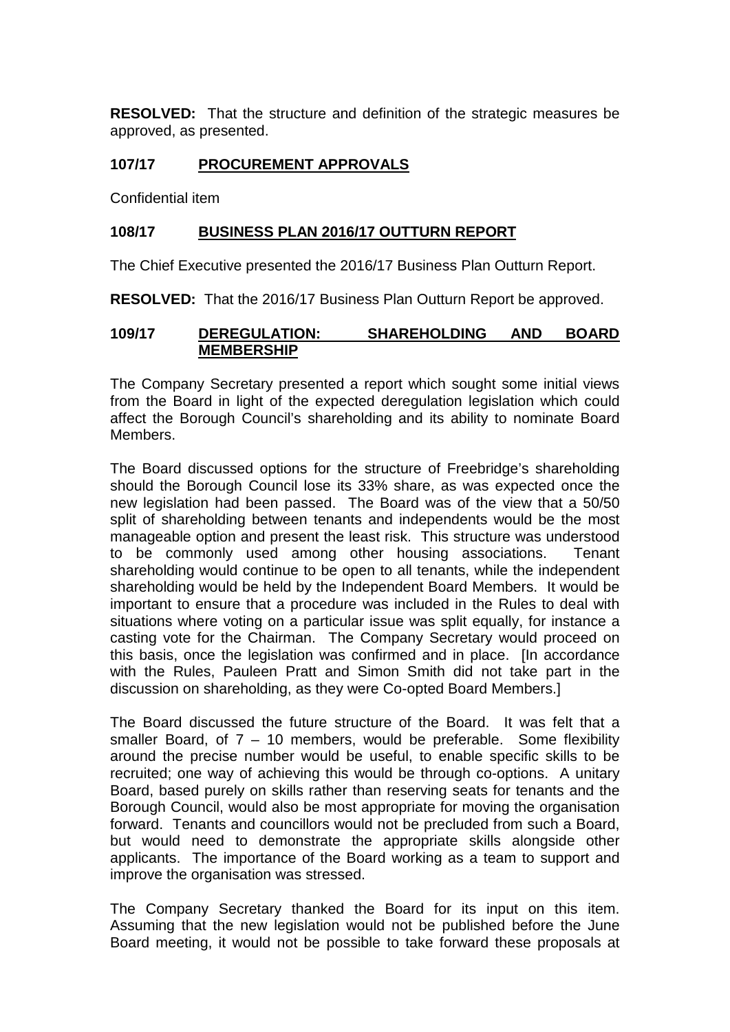**RESOLVED:** That the structure and definition of the strategic measures be approved, as presented.

## 107/17 PROCUREMENT APPROVALS

Confidential item

## 108/17 BUSINESS PLAN 2016/17 OUTTURN REPORT

The Chief Executive presented the 2016/17 Business Plan Outturn Report.

**RESOLVED:** That the 2016/17 Business Plan Outturn Report be approved.

## 109/17 DEREGULATION: SHAREHOLDING AND BOARD MEMBERSHIP

The Company Secretary presented a report which sought some initial views from the Board in light of the expected deregulation legislation which could affect the Borough Council's shareholding and its ability to nominate Board Members.

The Board discussed options for the structure of Freebridge's shareholding should the Borough Council lose its 33% share, as was expected once the new legislation had been passed. The Board was of the view that a 50/50 split of shareholding between tenants and independents would be the most manageable option and present the least risk. This structure was understood to be commonly used among other housing associations. Tenant shareholding would continue to be open to all tenants, while the independent shareholding would be held by the Independent Board Members. It would be important to ensure that a procedure was included in the Rules to deal with situations where voting on a particular issue was split equally, for instance a casting vote for the Chairman. The Company Secretary would proceed on this basis, once the legislation was confirmed and in place. [In accordance with the Rules, Pauleen Pratt and Simon Smith did not take part in the discussion on shareholding, as they were Co-opted Board Members.]

The Board discussed the future structure of the Board. It was felt that a smaller Board, of 7 – 10 members, would be preferable. Some flexibility around the precise number would be useful, to enable specific skills to be recruited; one way of achieving this would be through co-options. A unitary Board, based purely on skills rather than reserving seats for tenants and the Borough Council, would also be most appropriate for moving the organisation forward. Tenants and councillors would not be precluded from such a Board, but would need to demonstrate the appropriate skills alongside other applicants. The importance of the Board working as a team to support and improve the organisation was stressed.

The Company Secretary thanked the Board for its input on this item. Assuming that the new legislation would not be published before the June Board meeting, it would not be possible to take forward these proposals at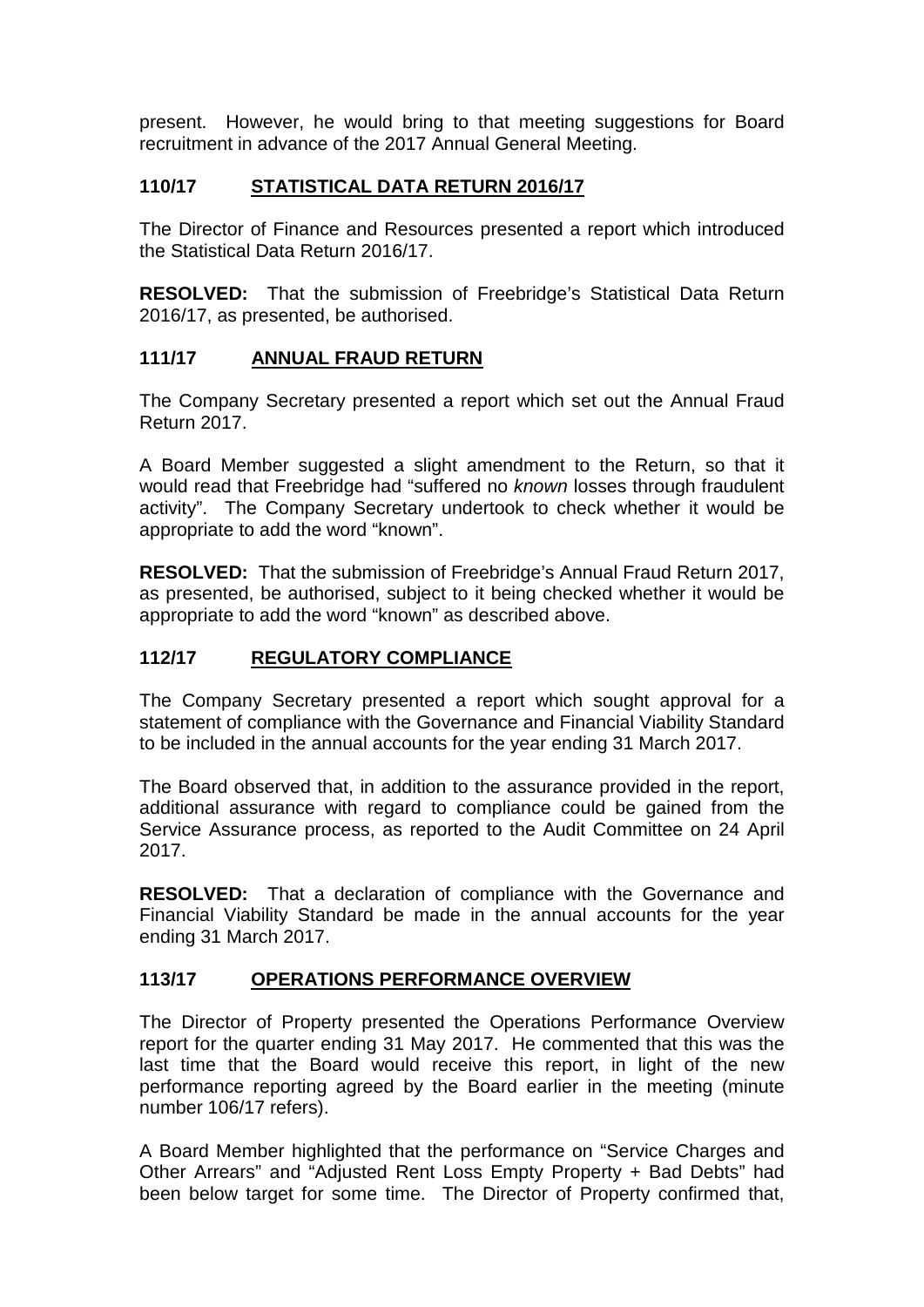present. However, he would bring to that meeting suggestions for Board recruitment in advance of the 2017 Annual General Meeting.

## 110/17 STATISTICAL DATA RETURN 2016/17

The Director of Finance and Resources presented a report which introduced the Statistical Data Return 2016/17.

**RESOLVED:** That the submission of Freebridge's Statistical Data Return 2016/17, as presented, be authorised.

## 111/17 ANNUAL FRAUD RETURN

The Company Secretary presented a report which set out the Annual Fraud Return 2017.

A Board Member suggested a slight amendment to the Return, so that it would read that Freebridge had "suffered no *known* losses through fraudulent activity". The Company Secretary undertook to check whether it would be appropriate to add the word "known".

**RESOLVED:** That the submission of Freebridge's Annual Fraud Return 2017, as presented, be authorised, subject to it being checked whether it would be appropriate to add the word "known" as described above.

## 112/17 REGULATORY COMPLIANCE

The Company Secretary presented a report which sought approval for a statement of compliance with the Governance and Financial Viability Standard to be included in the annual accounts for the year ending 31 March 2017.

The Board observed that, in addition to the assurance provided in the report, additional assurance with regard to compliance could be gained from the Service Assurance process, as reported to the Audit Committee on 24 April 2017.

**RESOLVED:** That a declaration of compliance with the Governance and Financial Viability Standard be made in the annual accounts for the year ending 31 March 2017.

## 113/17 OPERATIONS PERFORMANCE OVERVIEW

The Director of Property presented the Operations Performance Overview report for the quarter ending 31 May 2017. He commented that this was the last time that the Board would receive this report, in light of the new performance reporting agreed by the Board earlier in the meeting (minute number 106/17 refers).

A Board Member highlighted that the performance on "Service Charges and Other Arrears" and "Adjusted Rent Loss Empty Property + Bad Debts" had been below target for some time. The Director of Property confirmed that,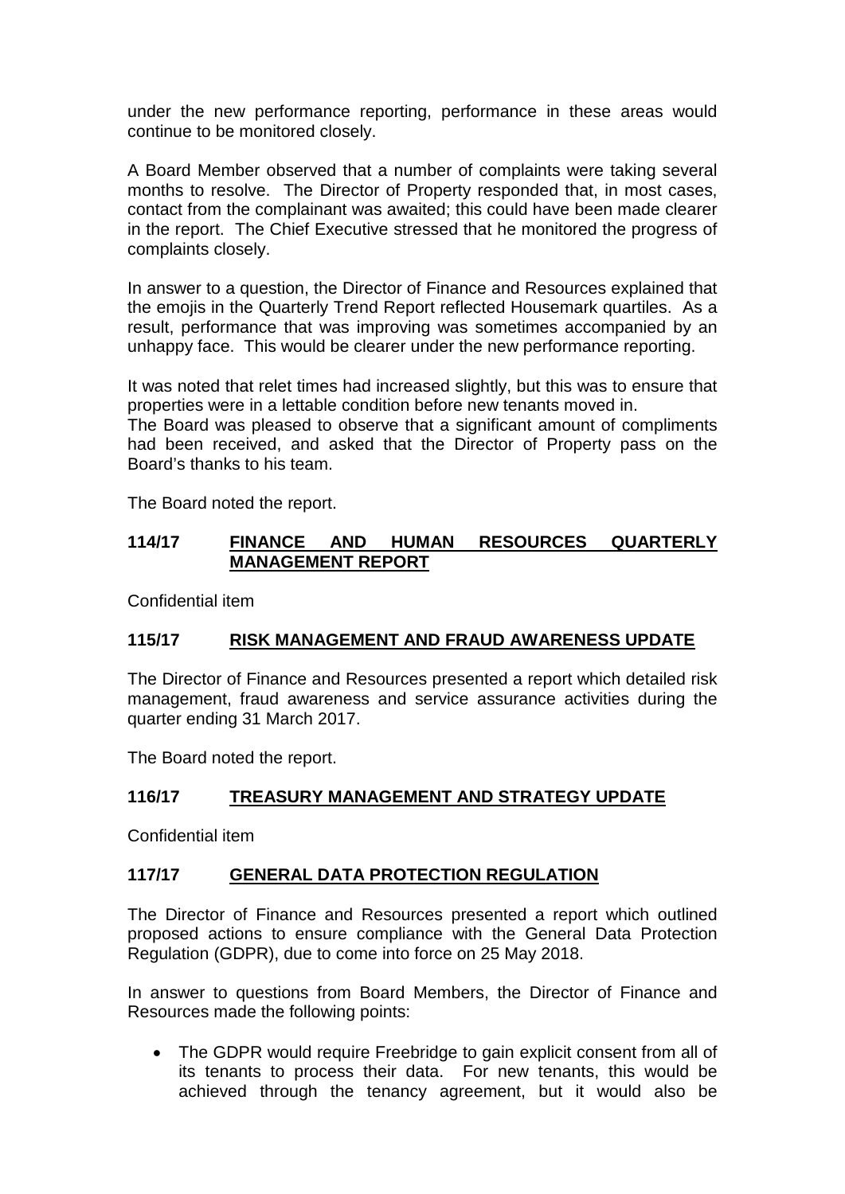under the new performance reporting, performance in these areas would continue to be monitored closely.

A Board Member observed that a number of complaints were taking several months to resolve. The Director of Property responded that, in most cases, contact from the complainant was awaited; this could have been made clearer in the report. The Chief Executive stressed that he monitored the progress of complaints closely.

In answer to a question, the Director of Finance and Resources explained that the emojis in the Quarterly Trend Report reflected Housemark quartiles. As a result, performance that was improving was sometimes accompanied by an unhappy face. This would be clearer under the new performance reporting.

It was noted that relet times had increased slightly, but this was to ensure that properties were in a lettable condition before new tenants moved in.
The Board was pleased to observe that a significant amount of compliments had been received, and asked that the Director of Property pass on the Board's thanks to his team.

The Board noted the report.

### 114/17 FINANCE AND HUMAN RESOURCES QUARTERLY MANAGEMENT REPORT

Confidential item

### 115/17 RISK MANAGEMENT AND FRAUD AWARENESS UPDATE

The Director of Finance and Resources presented a report which detailed risk management, fraud awareness and service assurance activities during the quarter ending 31 March 2017.

The Board noted the report.

### 116/17 TREASURY MANAGEMENT AND STRATEGY UPDATE

Confidential item

### 117/17 GENERAL DATA PROTECTION REGULATION

The Director of Finance and Resources presented a report which outlined proposed actions to ensure compliance with the General Data Protection Regulation (GDPR), due to come into force on 25 May 2018.

In answer to questions from Board Members, the Director of Finance and Resources made the following points:

- The GDPR would require Freebridge to gain explicit consent from all of its tenants to process their data. For new tenants, this would be achieved through the tenancy agreement, but it would also be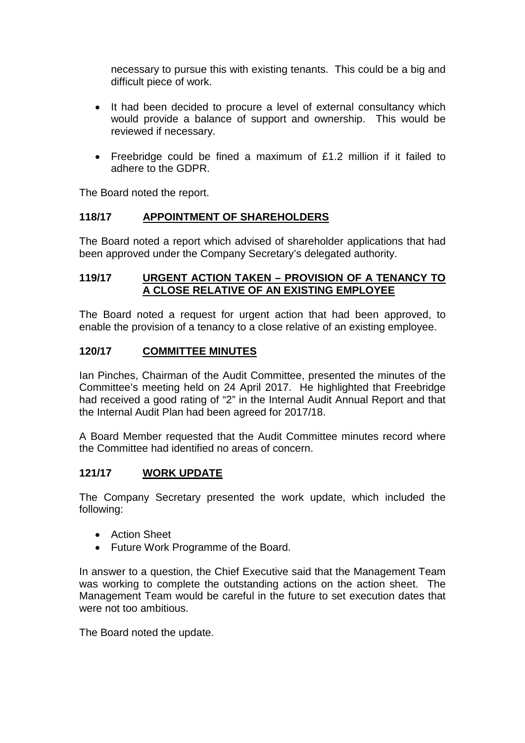necessary to pursue this with existing tenants. This could be a big and difficult piece of work.

- It had been decided to procure a level of external consultancy which would provide a balance of support and ownership. This would be reviewed if necessary.
- Freebridge could be fined a maximum of £1.2 million if it failed to adhere to the GDPR.

The Board noted the report.

## 118/17 APPOINTMENT OF SHAREHOLDERS

The Board noted a report which advised of shareholder applications that had been approved under the Company Secretary's delegated authority.

## 119/17 URGENT ACTION TAKEN – PROVISION OF A TENANCY TO A CLOSE RELATIVE OF AN EXISTING EMPLOYEE

The Board noted a request for urgent action that had been approved, to enable the provision of a tenancy to a close relative of an existing employee.

## 120/17 COMMITTEE MINUTES

Ian Pinches, Chairman of the Audit Committee, presented the minutes of the Committee's meeting held on 24 April 2017. He highlighted that Freebridge had received a good rating of "2" in the Internal Audit Annual Report and that the Internal Audit Plan had been agreed for 2017/18.

A Board Member requested that the Audit Committee minutes record where the Committee had identified no areas of concern.

## 121/17 WORK UPDATE

The Company Secretary presented the work update, which included the following:

- Action Sheet
- Future Work Programme of the Board.

In answer to a question, the Chief Executive said that the Management Team was working to complete the outstanding actions on the action sheet. The Management Team would be careful in the future to set execution dates that were not too ambitious.

The Board noted the update.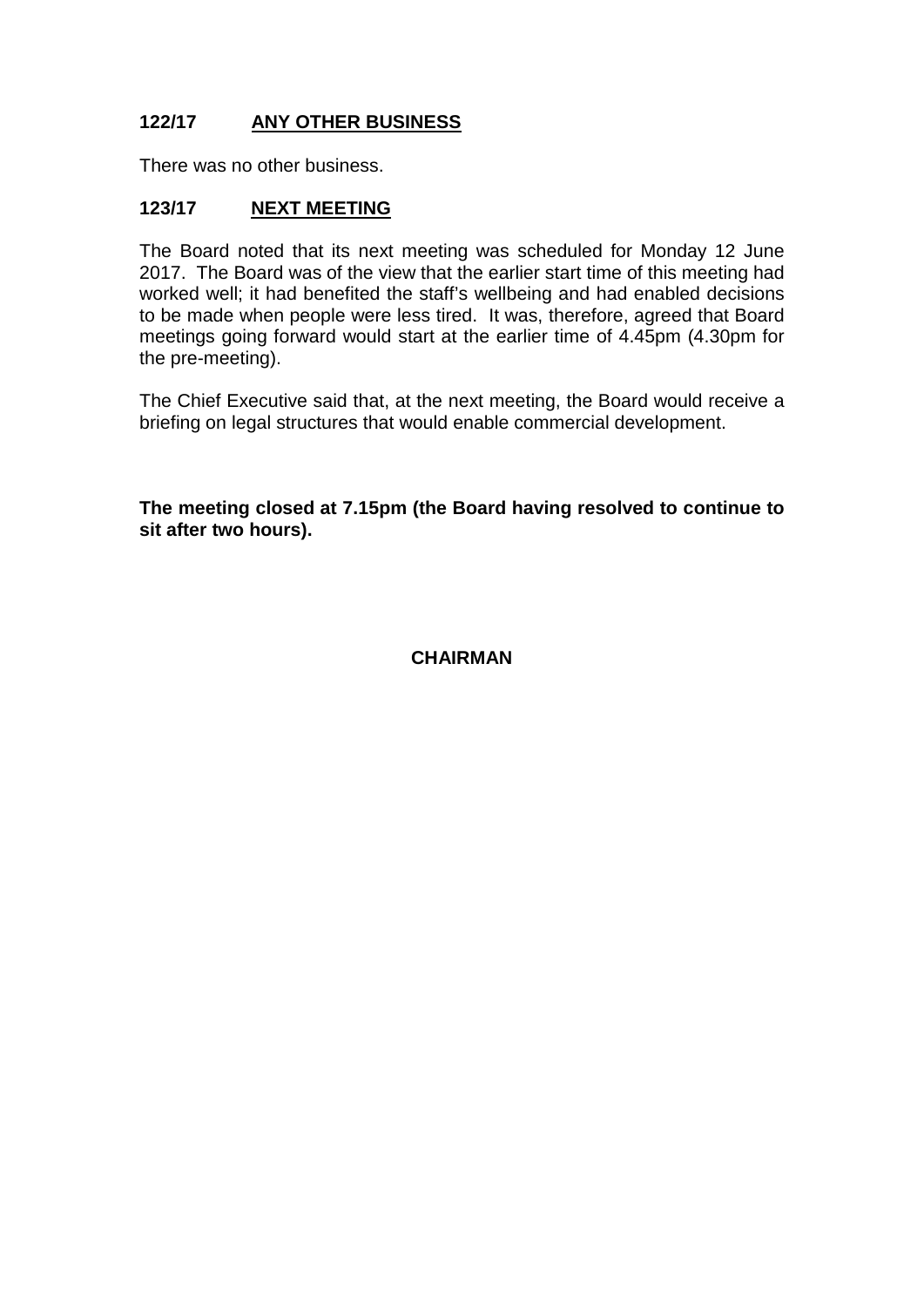**122/17 ANY OTHER BUSINESS**

There was no other business.

**123/17 NEXT MEETING**

The Board noted that its next meeting was scheduled for Monday 12 June 2017. The Board was of the view that the earlier start time of this meeting had worked well; it had benefited the staff's wellbeing and had enabled decisions to be made when people were less tired. It was, therefore, agreed that Board meetings going forward would start at the earlier time of 4.45pm (4.30pm for the pre-meeting).

The Chief Executive said that, at the next meeting, the Board would receive a briefing on legal structures that would enable commercial development.

**The meeting closed at 7.15pm (the Board having resolved to continue to sit after two hours).**

**CHAIRMAN**